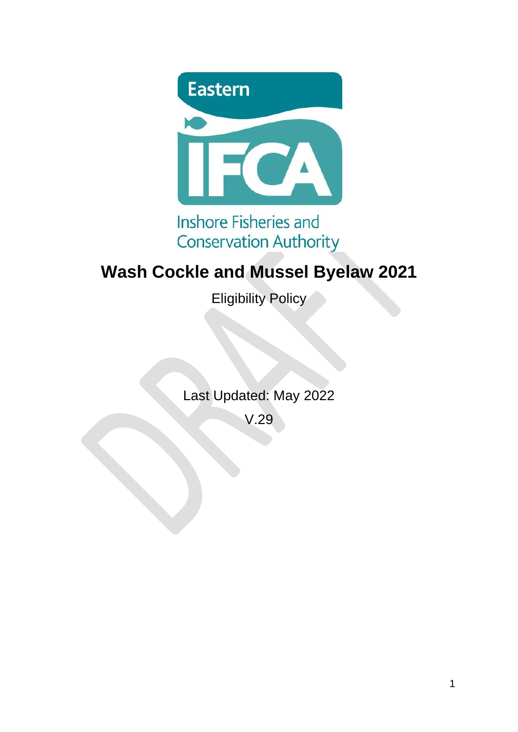Eastern

IFCA

Inshore Fisheries and Conservation Authority

# Wash Cockle and Mussel Byelaw 2021

Eligibility Policy

Last Updated: May 2022

V.29

DRAFT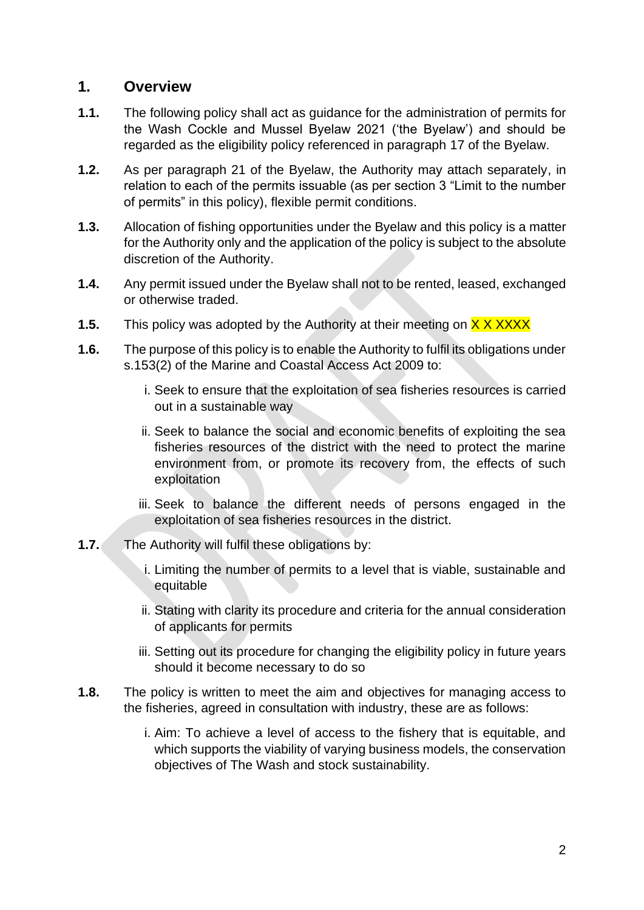## 1. Overview

**1.1.** The following policy shall act as guidance for the administration of permits for the Wash Cockle and Mussel Byelaw 2021 ('the Byelaw') and should be regarded as the eligibility policy referenced in paragraph 17 of the Byelaw.

**1.2.** As per paragraph 21 of the Byelaw, the Authority may attach separately, in relation to each of the permits issuable (as per section 3 "Limit to the number of permits" in this policy), flexible permit conditions.

**1.3.** Allocation of fishing opportunities under the Byelaw and this policy is a matter for the Authority only and the application of the policy is subject to the absolute discretion of the Authority.

**1.4.** Any permit issued under the Byelaw shall not to be rented, leased, exchanged or otherwise traded.

**1.5.** This policy was adopted by the Authority at their meeting on X X XXXX

**1.6.** The purpose of this policy is to enable the Authority to fulfil its obligations under s.153(2) of the Marine and Coastal Access Act 2009 to:

i. Seek to ensure that the exploitation of sea fisheries resources is carried out in a sustainable way

ii. Seek to balance the social and economic benefits of exploiting the sea fisheries resources of the district with the need to protect the marine environment from, or promote its recovery from, the effects of such exploitation

iii. Seek to balance the different needs of persons engaged in the exploitation of sea fisheries resources in the district.

**1.7.** The Authority will fulfil these obligations by:

i. Limiting the number of permits to a level that is viable, sustainable and equitable

ii. Stating with clarity its procedure and criteria for the annual consideration of applicants for permits

iii. Setting out its procedure for changing the eligibility policy in future years should it become necessary to do so

**1.8.** The policy is written to meet the aim and objectives for managing access to the fisheries, agreed in consultation with industry, these are as follows:

i. Aim: To achieve a level of access to the fishery that is equitable, and which supports the viability of varying business models, the conservation objectives of The Wash and stock sustainability.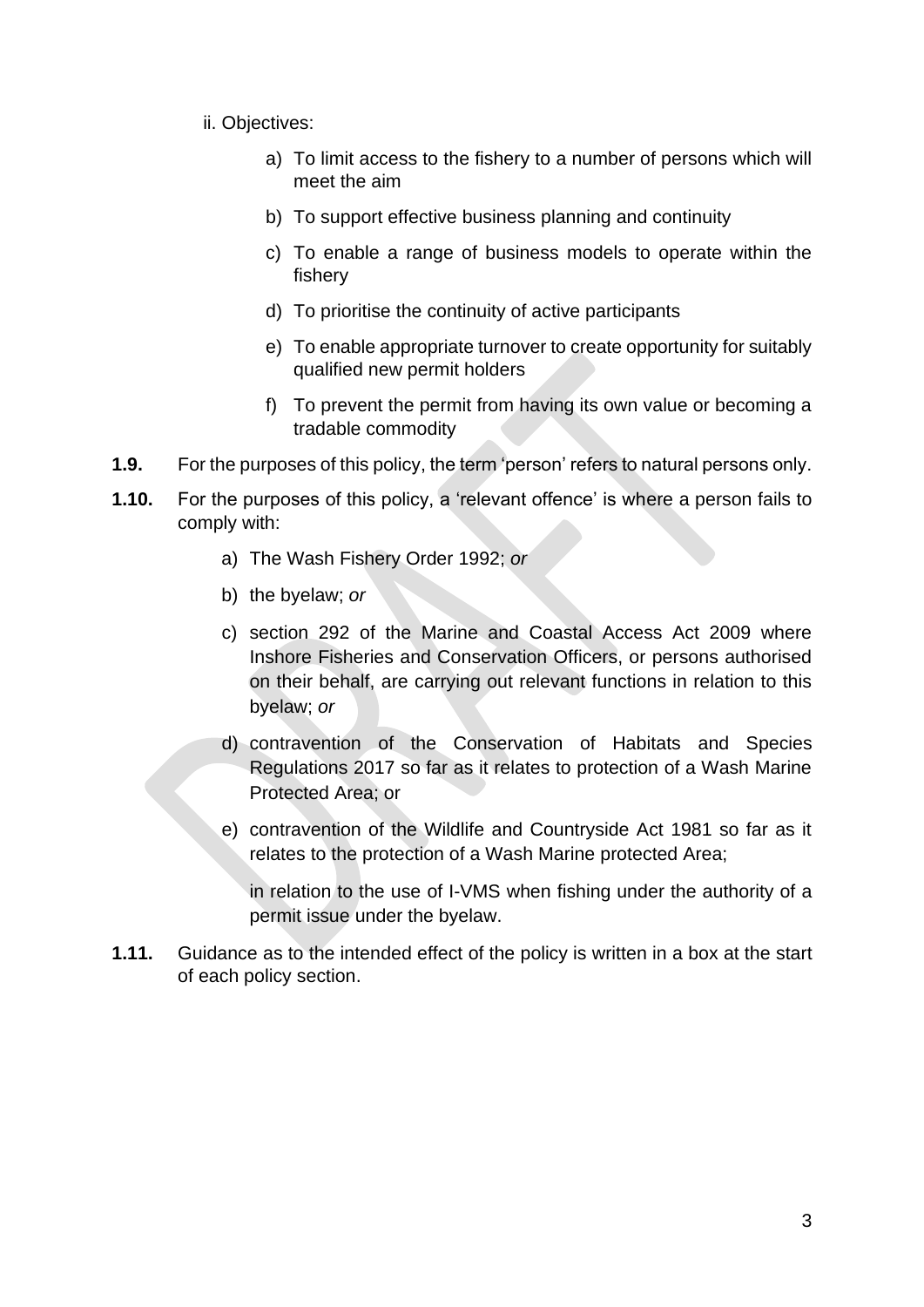ii. Objectives:

a) To limit access to the fishery to a number of persons which will meet the aim

b) To support effective business planning and continuity

c) To enable a range of business models to operate within the fishery

d) To prioritise the continuity of active participants

e) To enable appropriate turnover to create opportunity for suitably qualified new permit holders

f) To prevent the permit from having its own value or becoming a tradable commodity

**1.9.** For the purposes of this policy, the term 'person' refers to natural persons only.

**1.10.** For the purposes of this policy, a 'relevant offence' is where a person fails to comply with:

a) The Wash Fishery Order 1992; *or*

b) the byelaw; *or*

c) section 292 of the Marine and Coastal Access Act 2009 where Inshore Fisheries and Conservation Officers, or persons authorised on their behalf, are carrying out relevant functions in relation to this byelaw; *or*

d) contravention of the Conservation of Habitats and Species Regulations 2017 so far as it relates to protection of a Wash Marine Protected Area; or

e) contravention of the Wildlife and Countryside Act 1981 so far as it relates to the protection of a Wash Marine protected Area;

in relation to the use of I-VMS when fishing under the authority of a permit issue under the byelaw.

**1.11.** Guidance as to the intended effect of the policy is written in a box at the start of each policy section.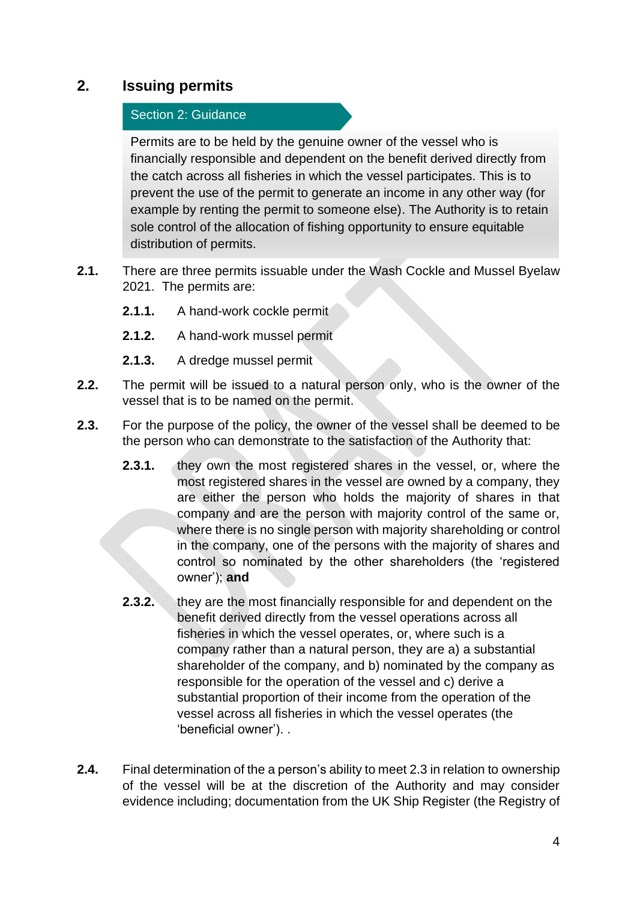## 2. Issuing permits

**Section 2: Guidance**

> Permits are to be held by the genuine owner of the vessel who is financially responsible and dependent on the benefit derived directly from the catch across all fisheries in which the vessel participates. This is to prevent the use of the permit to generate an income in any other way (for example by renting the permit to someone else). The Authority is to retain sole control of the allocation of fishing opportunity to ensure equitable distribution of permits.

**2.1.** There are three permits issuable under the Wash Cockle and Mussel Byelaw 2021. The permits are:

- **2.1.1.** A hand-work cockle permit
- **2.1.2.** A hand-work mussel permit
- **2.1.3.** A dredge mussel permit

**2.2.** The permit will be issued to a natural person only, who is the owner of the vessel that is to be named on the permit.

**2.3.** For the purpose of the policy, the owner of the vessel shall be deemed to be the person who can demonstrate to the satisfaction of the Authority that:

- **2.3.1.** they own the most registered shares in the vessel, or, where the most registered shares in the vessel are owned by a company, they are either the person who holds the majority of shares in that company and are the person with majority control of the same or, where there is no single person with majority shareholding or control in the company, one of the persons with the majority of shares and control so nominated by the other shareholders (the 'registered owner'); **and**

- **2.3.2.** they are the most financially responsible for and dependent on the benefit derived directly from the vessel operations across all fisheries in which the vessel operates, or, where such is a company rather than a natural person, they are a) a substantial shareholder of the company, and b) nominated by the company as responsible for the operation of the vessel and c) derive a substantial proportion of their income from the operation of the vessel across all fisheries in which the vessel operates (the 'beneficial owner'). .

**2.4.** Final determination of the a person's ability to meet 2.3 in relation to ownership of the vessel will be at the discretion of the Authority and may consider evidence including; documentation from the UK Ship Register (the Registry of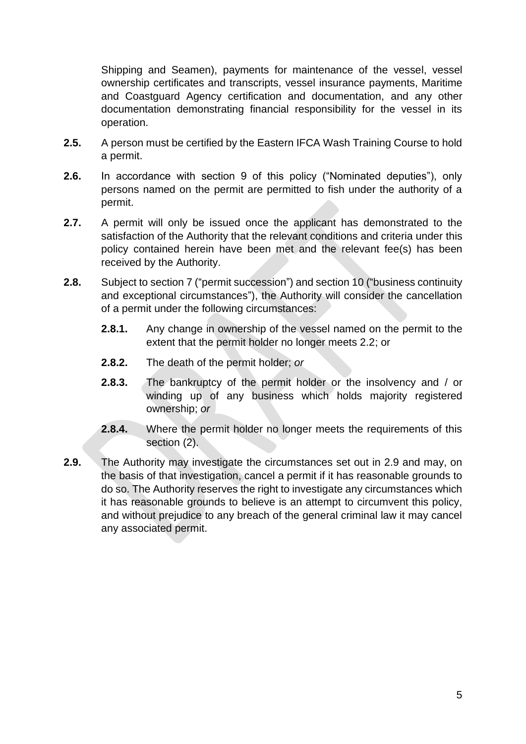Shipping and Seamen), payments for maintenance of the vessel, vessel ownership certificates and transcripts, vessel insurance payments, Maritime and Coastguard Agency certification and documentation, and any other documentation demonstrating financial responsibility for the vessel in its operation.

**2.5.** A person must be certified by the Eastern IFCA Wash Training Course to hold a permit.

**2.6.** In accordance with section 9 of this policy ("Nominated deputies"), only persons named on the permit are permitted to fish under the authority of a permit.

**2.7.** A permit will only be issued once the applicant has demonstrated to the satisfaction of the Authority that the relevant conditions and criteria under this policy contained herein have been met and the relevant fee(s) has been received by the Authority.

**2.8.** Subject to section 7 ("permit succession") and section 10 ("business continuity and exceptional circumstances"), the Authority will consider the cancellation of a permit under the following circumstances:

- **2.8.1.** Any change in ownership of the vessel named on the permit to the extent that the permit holder no longer meets 2.2; or
- **2.8.2.** The death of the permit holder; *or*
- **2.8.3.** The bankruptcy of the permit holder or the insolvency and / or winding up of any business which holds majority registered ownership; *or*
- **2.8.4.** Where the permit holder no longer meets the requirements of this section (2).

**2.9.** The Authority may investigate the circumstances set out in 2.9 and may, on the basis of that investigation, cancel a permit if it has reasonable grounds to do so. The Authority reserves the right to investigate any circumstances which it has reasonable grounds to believe is an attempt to circumvent this policy, and without prejudice to any breach of the general criminal law it may cancel any associated permit.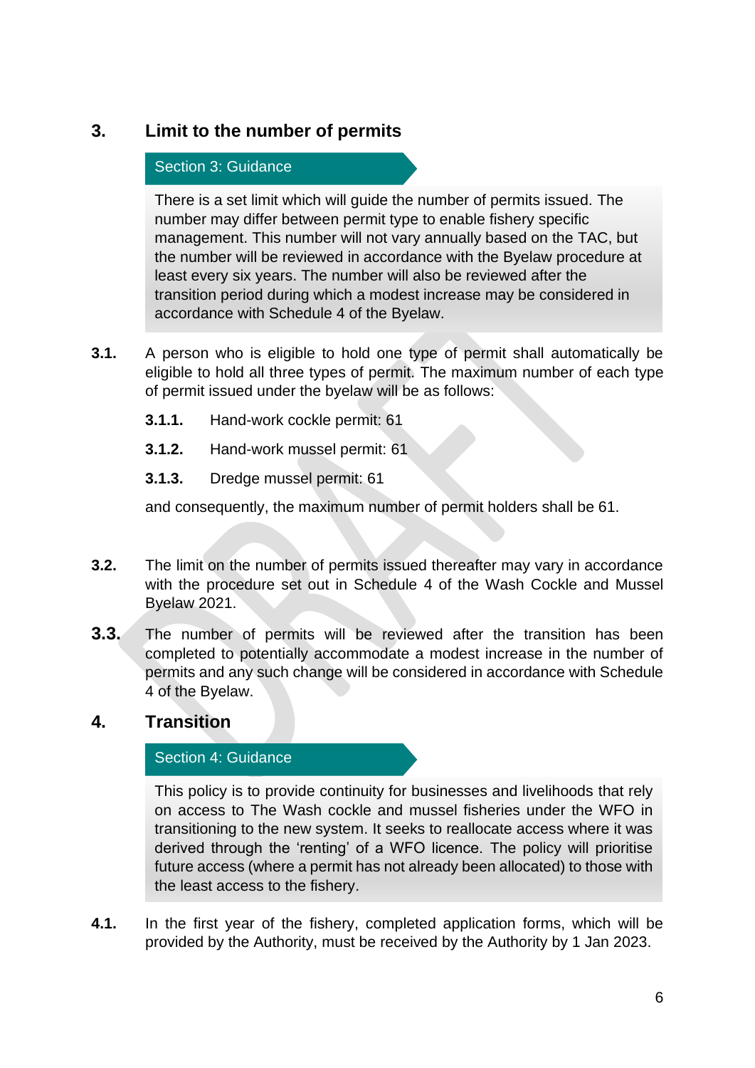## 3. Limit to the number of permits

**Section 3: Guidance**

> There is a set limit which will guide the number of permits issued. The number may differ between permit type to enable fishery specific management. This number will not vary annually based on the TAC, but the number will be reviewed in accordance with the Byelaw procedure at least every six years. The number will also be reviewed after the transition period during which a modest increase may be considered in accordance with Schedule 4 of the Byelaw.

**3.1.** A person who is eligible to hold one type of permit shall automatically be eligible to hold all three types of permit. The maximum number of each type of permit issued under the byelaw will be as follows:

- **3.1.1.** Hand-work cockle permit: 61
- **3.1.2.** Hand-work mussel permit: 61
- **3.1.3.** Dredge mussel permit: 61

and consequently, the maximum number of permit holders shall be 61.

**3.2.** The limit on the number of permits issued thereafter may vary in accordance with the procedure set out in Schedule 4 of the Wash Cockle and Mussel Byelaw 2021.

**3.3.** The number of permits will be reviewed after the transition has been completed to potentially accommodate a modest increase in the number of permits and any such change will be considered in accordance with Schedule 4 of the Byelaw.

## 4. Transition

**Section 4: Guidance**

> This policy is to provide continuity for businesses and livelihoods that rely on access to The Wash cockle and mussel fisheries under the WFO in transitioning to the new system. It seeks to reallocate access where it was derived through the 'renting' of a WFO licence. The policy will prioritise future access (where a permit has not already been allocated) to those with the least access to the fishery.

**4.1.** In the first year of the fishery, completed application forms, which will be provided by the Authority, must be received by the Authority by 1 Jan 2023.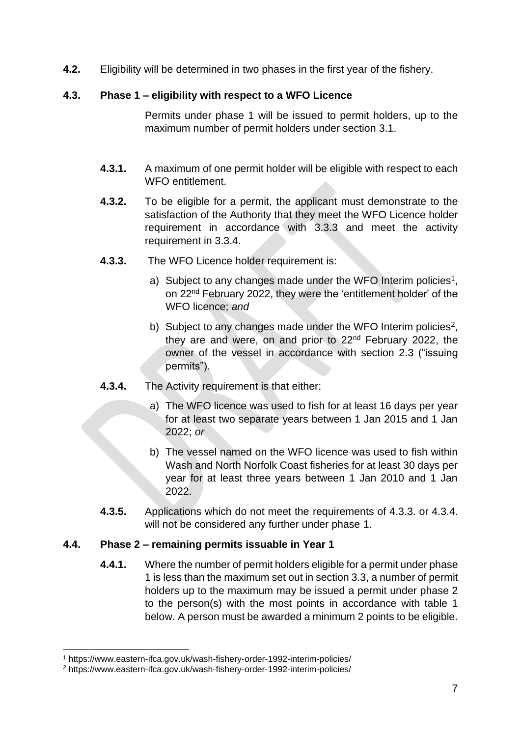**4.2.** Eligibility will be determined in two phases in the first year of the fishery.

### 4.3. Phase 1 – eligibility with respect to a WFO Licence

Permits under phase 1 will be issued to permit holders, up to the maximum number of permit holders under section 3.1.

**4.3.1.** A maximum of one permit holder will be eligible with respect to each WFO entitlement.

**4.3.2.** To be eligible for a permit, the applicant must demonstrate to the satisfaction of the Authority that they meet the WFO Licence holder requirement in accordance with 3.3.3 and meet the activity requirement in 3.3.4.

**4.3.3.** The WFO Licence holder requirement is:

a) Subject to any changes made under the WFO Interim policies[1], on 22nd February 2022, they were the 'entitlement holder' of the WFO licence; *and*

b) Subject to any changes made under the WFO Interim policies[2], they are and were, on and prior to 22nd February 2022, the owner of the vessel in accordance with section 2.3 ("issuing permits").

**4.3.4.** The Activity requirement is that either:

a) The WFO licence was used to fish for at least 16 days per year for at least two separate years between 1 Jan 2015 and 1 Jan 2022; *or*

b) The vessel named on the WFO licence was used to fish within Wash and North Norfolk Coast fisheries for at least 30 days per year for at least three years between 1 Jan 2010 and 1 Jan 2022.

**4.3.5.** Applications which do not meet the requirements of 4.3.3. or 4.3.4. will not be considered any further under phase 1.

### 4.4. Phase 2 – remaining permits issuable in Year 1

**4.4.1.** Where the number of permit holders eligible for a permit under phase 1 is less than the maximum set out in section 3.3, a number of permit holders up to the maximum may be issued a permit under phase 2 to the person(s) with the most points in accordance with table 1 below. A person must be awarded a minimum 2 points to be eligible.

---

[1] https://www.eastern-ifca.gov.uk/wash-fishery-order-1992-interim-policies/

[2] https://www.eastern-ifca.gov.uk/wash-fishery-order-1992-interim-policies/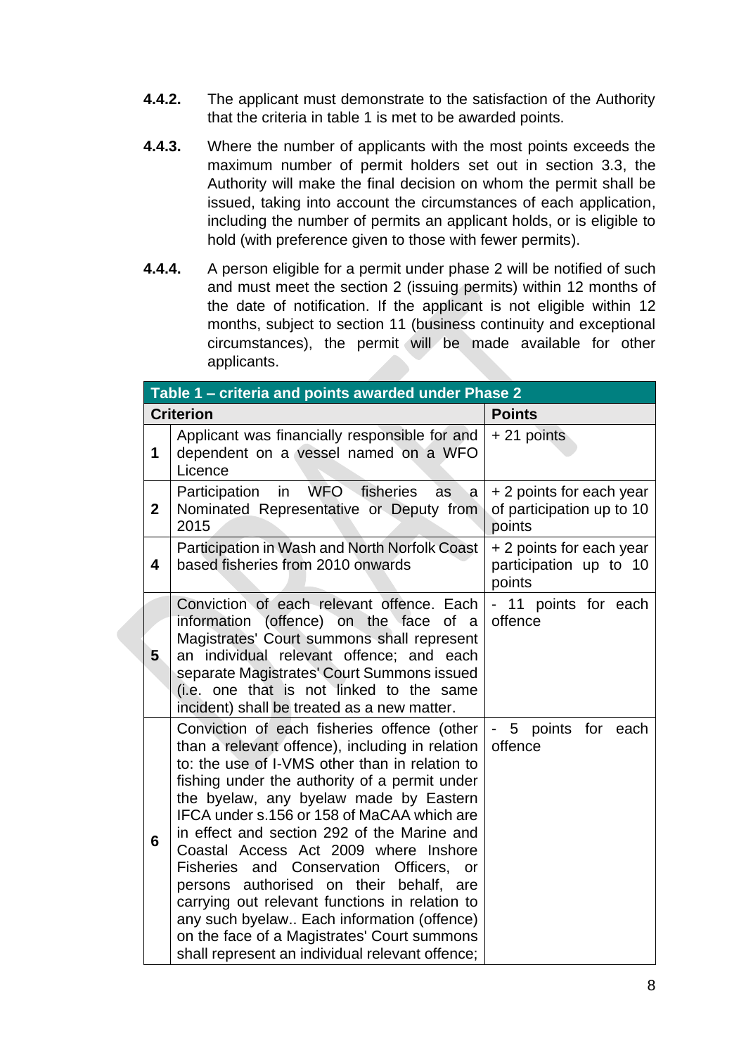**4.4.2.** The applicant must demonstrate to the satisfaction of the Authority that the criteria in table 1 is met to be awarded points.

**4.4.3.** Where the number of applicants with the most points exceeds the maximum number of permit holders set out in section 3.3, the Authority will make the final decision on whom the permit shall be issued, taking into account the circumstances of each application, including the number of permits an applicant holds, or is eligible to hold (with preference given to those with fewer permits).

**4.4.4.** A person eligible for a permit under phase 2 will be notified of such and must meet the section 2 (issuing permits) within 12 months of the date of notification. If the applicant is not eligible within 12 months, subject to section 11 (business continuity and exceptional circumstances), the permit will be made available for other applicants.

| **Table 1 – criteria and points awarded under Phase 2** | | |
|---|---|---|
| **Criterion** | | **Points** |
| **1** | Applicant was financially responsible for and dependent on a vessel named on a WFO Licence | + 21 points |
| **2** | Participation in WFO fisheries as a Nominated Representative or Deputy from 2015 | + 2 points for each year of participation up to 10 points |
| **4** | Participation in Wash and North Norfolk Coast based fisheries from 2010 onwards | + 2 points for each year participation up to 10 points |
| **5** | Conviction of each relevant offence. Each information (offence) on the face of a Magistrates' Court summons shall represent an individual relevant offence; and each separate Magistrates' Court Summons issued (i.e. one that is not linked to the same incident) shall be treated as a new matter. | - 11 points for each offence |
| **6** | Conviction of each fisheries offence (other than a relevant offence), including in relation to: the use of I-VMS other than in relation to fishing under the authority of a permit under the byelaw, any byelaw made by Eastern IFCA under s.156 or 158 of MaCAA which are in effect and section 292 of the Marine and Coastal Access Act 2009 where Inshore Fisheries and Conservation Officers, or persons authorised on their behalf, are carrying out relevant functions in relation to any such byelaw.. Each information (offence) on the face of a Magistrates' Court summons shall represent an individual relevant offence; | - 5 points for each offence |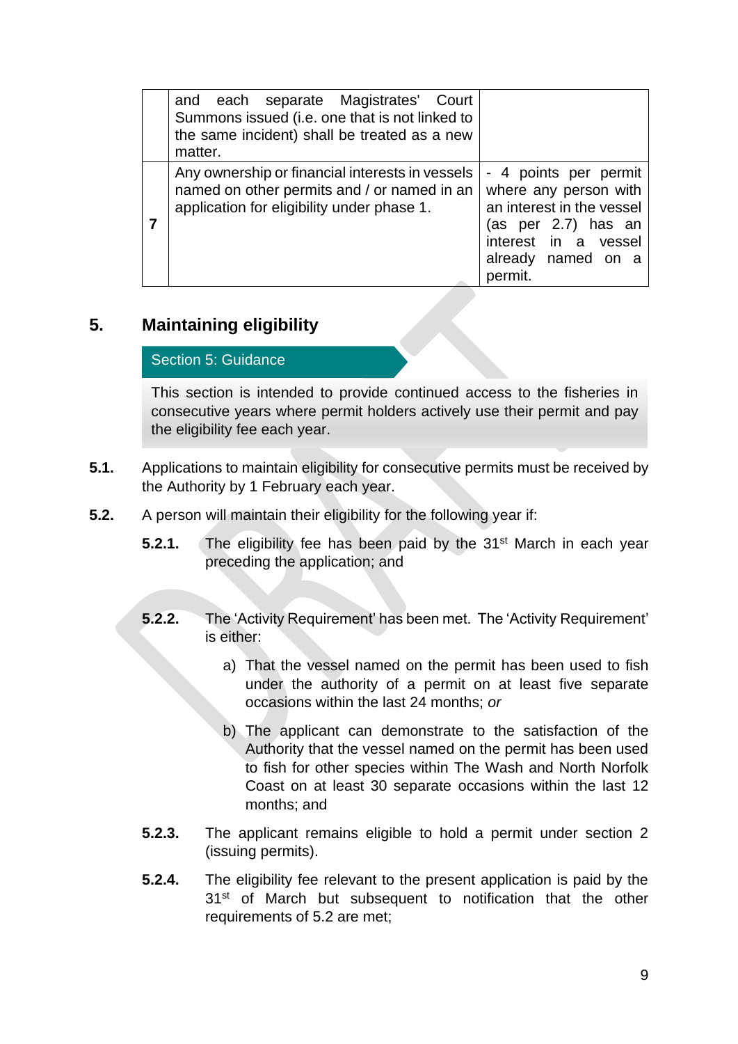|   |   |   |
|---|---|---|
|   | and each separate Magistrates' Court Summons issued (i.e. one that is not linked to the same incident) shall be treated as a new matter. |   |
| **7** | Any ownership or financial interests in vessels named on other permits and / or named in an application for eligibility under phase 1. | - 4 points per permit where any person with an interest in the vessel (as per 2.7) has an interest in a vessel already named on a permit. |

## 5. Maintaining eligibility

**Section 5: Guidance**

This section is intended to provide continued access to the fisheries in consecutive years where permit holders actively use their permit and pay the eligibility fee each year.

**5.1.** Applications to maintain eligibility for consecutive permits must be received by the Authority by 1 February each year.

**5.2.** A person will maintain their eligibility for the following year if:

**5.2.1.** The eligibility fee has been paid by the 31st March in each year preceding the application; and

**5.2.2.** The 'Activity Requirement' has been met. The 'Activity Requirement' is either:

a) That the vessel named on the permit has been used to fish under the authority of a permit on at least five separate occasions within the last 24 months; *or*

b) The applicant can demonstrate to the satisfaction of the Authority that the vessel named on the permit has been used to fish for other species within The Wash and North Norfolk Coast on at least 30 separate occasions within the last 12 months; and

**5.2.3.** The applicant remains eligible to hold a permit under section 2 (issuing permits).

**5.2.4.** The eligibility fee relevant to the present application is paid by the 31st of March but subsequent to notification that the other requirements of 5.2 are met;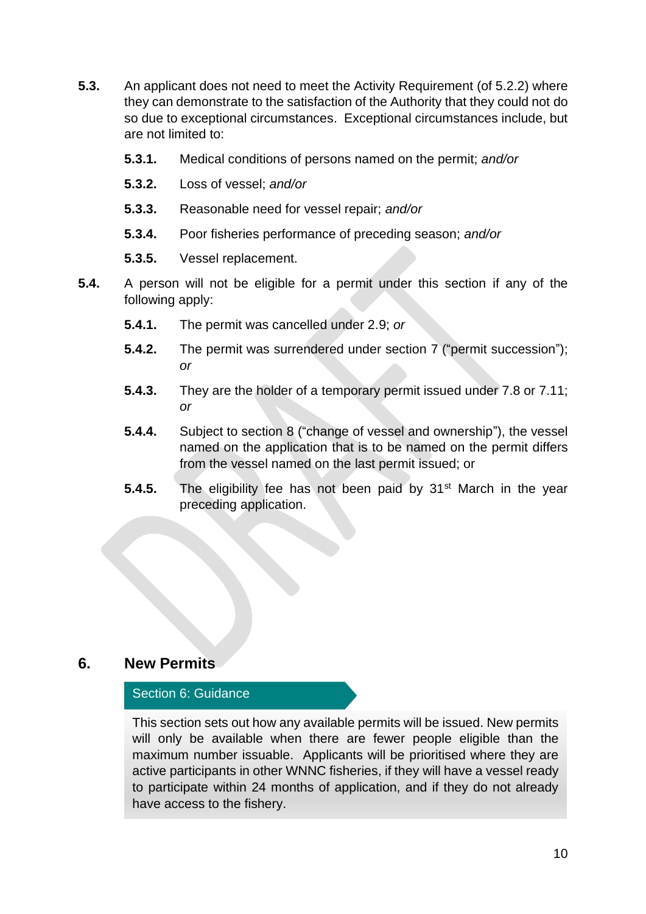**5.3.** An applicant does not need to meet the Activity Requirement (of 5.2.2) where they can demonstrate to the satisfaction of the Authority that they could not do so due to exceptional circumstances. Exceptional circumstances include, but are not limited to:

- **5.3.1.** Medical conditions of persons named on the permit; *and/or*
- **5.3.2.** Loss of vessel; *and/or*
- **5.3.3.** Reasonable need for vessel repair; *and/or*
- **5.3.4.** Poor fisheries performance of preceding season; *and/or*
- **5.3.5.** Vessel replacement.

**5.4.** A person will not be eligible for a permit under this section if any of the following apply:

- **5.4.1.** The permit was cancelled under 2.9; *or*
- **5.4.2.** The permit was surrendered under section 7 ("permit succession"); *or*
- **5.4.3.** They are the holder of a temporary permit issued under 7.8 or 7.11; *or*
- **5.4.4.** Subject to section 8 ("change of vessel and ownership"), the vessel named on the application that is to be named on the permit differs from the vessel named on the last permit issued; or
- **5.4.5.** The eligibility fee has not been paid by 31st March in the year preceding application.

# 6. New Permits

**Section 6: Guidance**

This section sets out how any available permits will be issued. New permits will only be available when there are fewer people eligible than the maximum number issuable. Applicants will be prioritised where they are active participants in other WNNC fisheries, if they will have a vessel ready to participate within 24 months of application, and if they do not already have access to the fishery.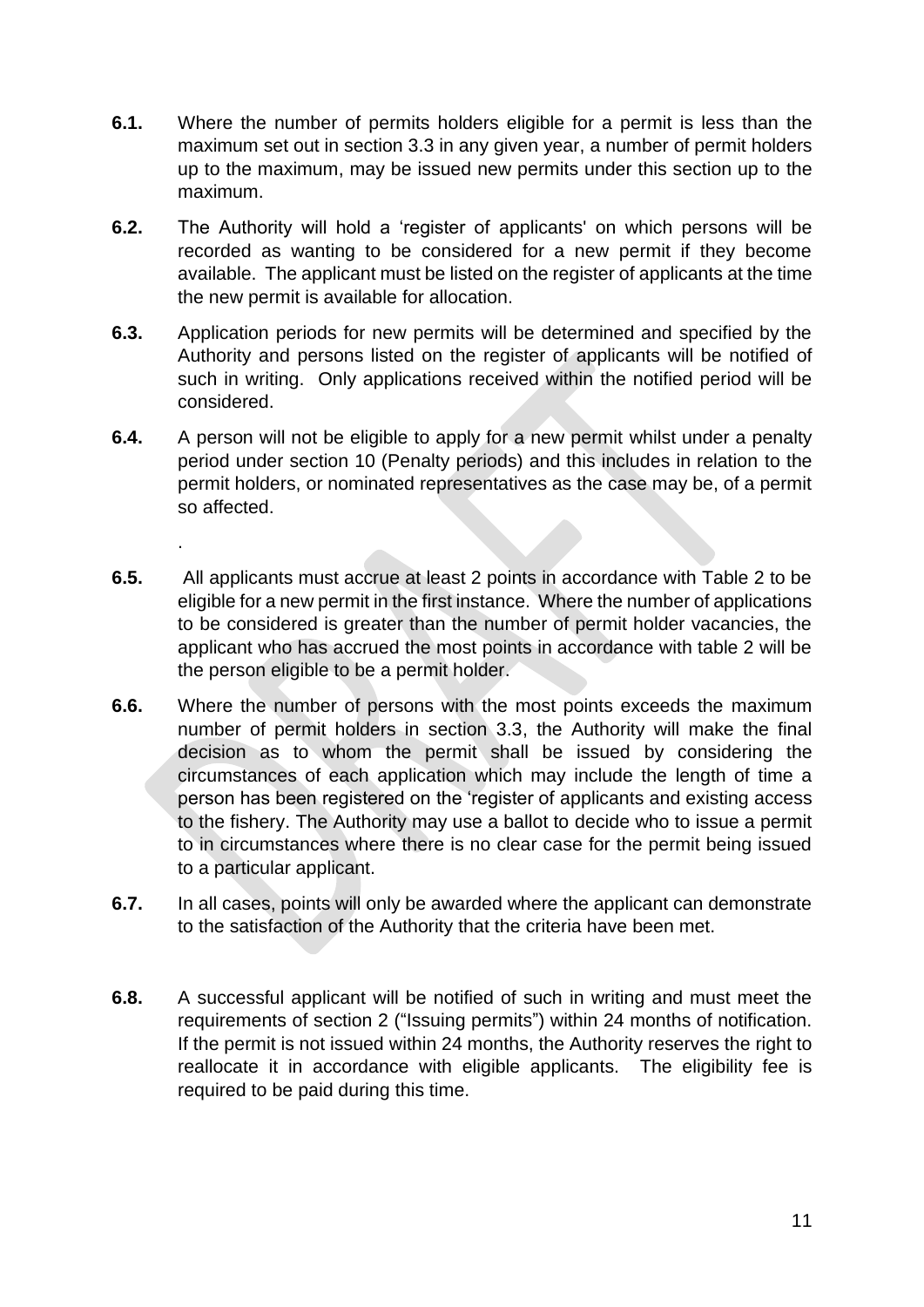**6.1.** Where the number of permits holders eligible for a permit is less than the maximum set out in section 3.3 in any given year, a number of permit holders up to the maximum, may be issued new permits under this section up to the maximum.

**6.2.** The Authority will hold a 'register of applicants' on which persons will be recorded as wanting to be considered for a new permit if they become available. The applicant must be listed on the register of applicants at the time the new permit is available for allocation.

**6.3.** Application periods for new permits will be determined and specified by the Authority and persons listed on the register of applicants will be notified of such in writing. Only applications received within the notified period will be considered.

**6.4.** A person will not be eligible to apply for a new permit whilst under a penalty period under section 10 (Penalty periods) and this includes in relation to the permit holders, or nominated representatives as the case may be, of a permit so affected.

.

**6.5.** All applicants must accrue at least 2 points in accordance with Table 2 to be eligible for a new permit in the first instance. Where the number of applications to be considered is greater than the number of permit holder vacancies, the applicant who has accrued the most points in accordance with table 2 will be the person eligible to be a permit holder.

**6.6.** Where the number of persons with the most points exceeds the maximum number of permit holders in section 3.3, the Authority will make the final decision as to whom the permit shall be issued by considering the circumstances of each application which may include the length of time a person has been registered on the 'register of applicants and existing access to the fishery. The Authority may use a ballot to decide who to issue a permit to in circumstances where there is no clear case for the permit being issued to a particular applicant.

**6.7.** In all cases, points will only be awarded where the applicant can demonstrate to the satisfaction of the Authority that the criteria have been met.

**6.8.** A successful applicant will be notified of such in writing and must meet the requirements of section 2 ("Issuing permits") within 24 months of notification. If the permit is not issued within 24 months, the Authority reserves the right to reallocate it in accordance with eligible applicants. The eligibility fee is required to be paid during this time.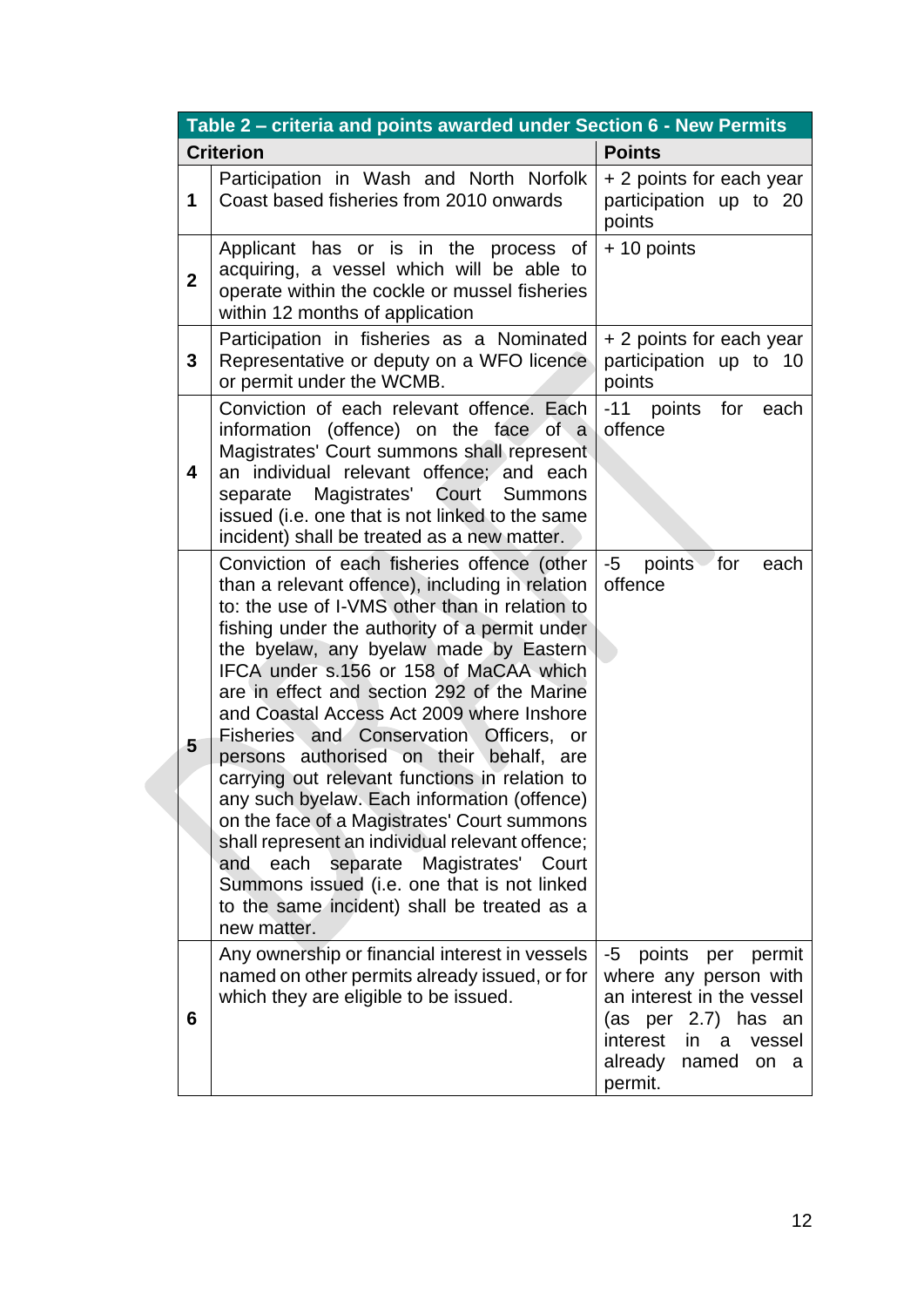| Table 2 – criteria and points awarded under Section 6 - New Permits | | |
|---|---|---|
| **Criterion** | | **Points** |
| **1** | Participation in Wash and North Norfolk Coast based fisheries from 2010 onwards | + 2 points for each year participation up to 20 points |
| **2** | Applicant has or is in the process of acquiring, a vessel which will be able to operate within the cockle or mussel fisheries within 12 months of application | + 10 points |
| **3** | Participation in fisheries as a Nominated Representative or deputy on a WFO licence or permit under the WCMB. | + 2 points for each year participation up to 10 points |
| **4** | Conviction of each relevant offence. Each information (offence) on the face of a Magistrates' Court summons shall represent an individual relevant offence; and each separate Magistrates' Court Summons issued (i.e. one that is not linked to the same incident) shall be treated as a new matter. | -11 points for each offence |
| **5** | Conviction of each fisheries offence (other than a relevant offence), including in relation to: the use of I-VMS other than in relation to fishing under the authority of a permit under the byelaw, any byelaw made by Eastern IFCA under s.156 or 158 of MaCAA which are in effect and section 292 of the Marine and Coastal Access Act 2009 where Inshore Fisheries and Conservation Officers, or persons authorised on their behalf, are carrying out relevant functions in relation to any such byelaw. Each information (offence) on the face of a Magistrates' Court summons shall represent an individual relevant offence; and each separate Magistrates' Court Summons issued (i.e. one that is not linked to the same incident) shall be treated as a new matter. | -5 points for each offence |
| **6** | Any ownership or financial interest in vessels named on other permits already issued, or for which they are eligible to be issued. | -5 points per permit where any person with an interest in the vessel (as per 2.7) has an interest in a vessel already named on a permit. |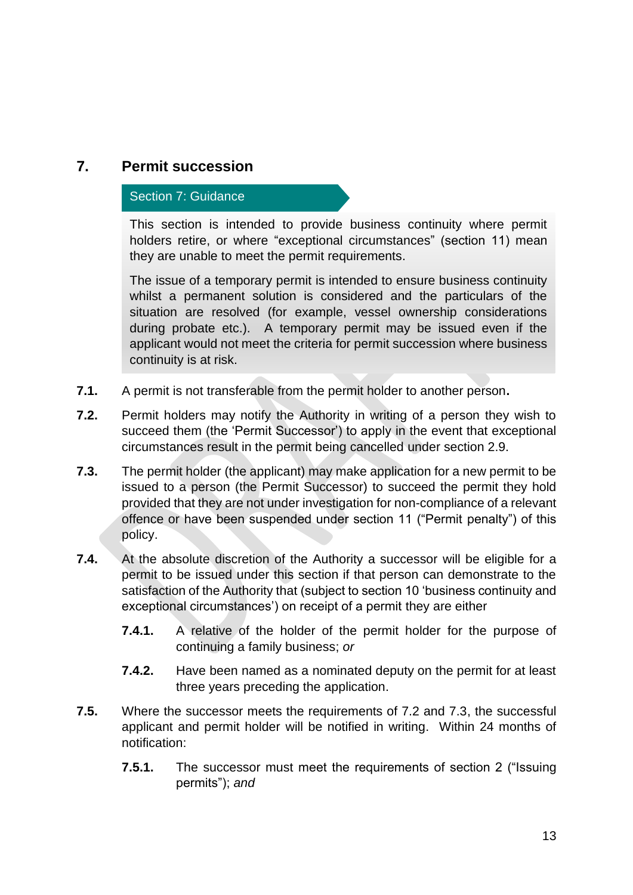## 7. Permit succession

**Section 7: Guidance**

This section is intended to provide business continuity where permit holders retire, or where "exceptional circumstances" (section 11) mean they are unable to meet the permit requirements.

The issue of a temporary permit is intended to ensure business continuity whilst a permanent solution is considered and the particulars of the situation are resolved (for example, vessel ownership considerations during probate etc.). A temporary permit may be issued even if the applicant would not meet the criteria for permit succession where business continuity is at risk.

**7.1.** A permit is not transferable from the permit holder to another person.

**7.2.** Permit holders may notify the Authority in writing of a person they wish to succeed them (the 'Permit Successor') to apply in the event that exceptional circumstances result in the permit being cancelled under section 2.9.

**7.3.** The permit holder (the applicant) may make application for a new permit to be issued to a person (the Permit Successor) to succeed the permit they hold provided that they are not under investigation for non-compliance of a relevant offence or have been suspended under section 11 ("Permit penalty") of this policy.

**7.4.** At the absolute discretion of the Authority a successor will be eligible for a permit to be issued under this section if that person can demonstrate to the satisfaction of the Authority that (subject to section 10 'business continuity and exceptional circumstances') on receipt of a permit they are either

- **7.4.1.** A relative of the holder of the permit holder for the purpose of continuing a family business; *or*
- **7.4.2.** Have been named as a nominated deputy on the permit for at least three years preceding the application.

**7.5.** Where the successor meets the requirements of 7.2 and 7.3, the successful applicant and permit holder will be notified in writing. Within 24 months of notification:

- **7.5.1.** The successor must meet the requirements of section 2 ("Issuing permits"); *and*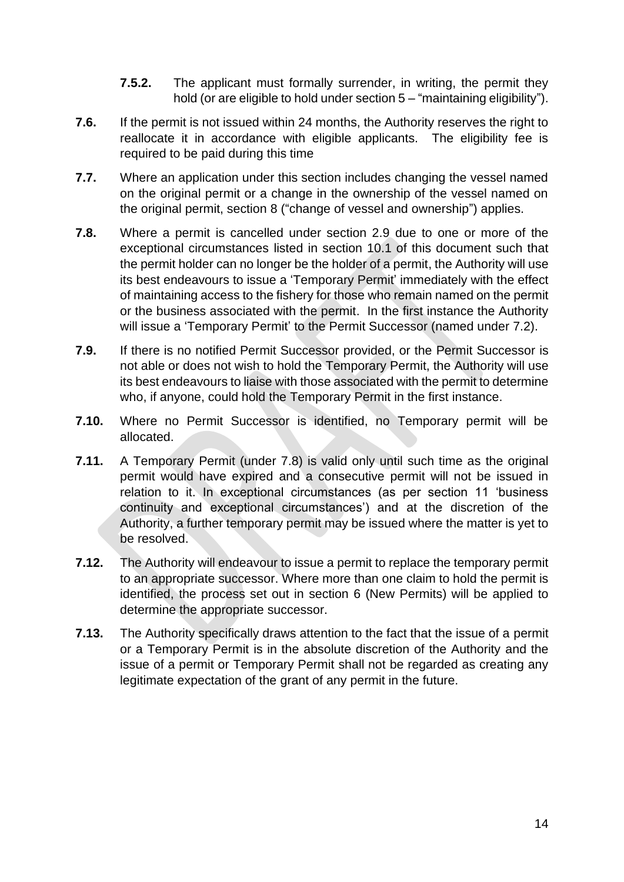**7.5.2.** The applicant must formally surrender, in writing, the permit they hold (or are eligible to hold under section 5 – "maintaining eligibility").

**7.6.** If the permit is not issued within 24 months, the Authority reserves the right to reallocate it in accordance with eligible applicants. The eligibility fee is required to be paid during this time

**7.7.** Where an application under this section includes changing the vessel named on the original permit or a change in the ownership of the vessel named on the original permit, section 8 ("change of vessel and ownership") applies.

**7.8.** Where a permit is cancelled under section 2.9 due to one or more of the exceptional circumstances listed in section 10.1 of this document such that the permit holder can no longer be the holder of a permit, the Authority will use its best endeavours to issue a 'Temporary Permit' immediately with the effect of maintaining access to the fishery for those who remain named on the permit or the business associated with the permit. In the first instance the Authority will issue a 'Temporary Permit' to the Permit Successor (named under 7.2).

**7.9.** If there is no notified Permit Successor provided, or the Permit Successor is not able or does not wish to hold the Temporary Permit, the Authority will use its best endeavours to liaise with those associated with the permit to determine who, if anyone, could hold the Temporary Permit in the first instance.

**7.10.** Where no Permit Successor is identified, no Temporary permit will be allocated.

**7.11.** A Temporary Permit (under 7.8) is valid only until such time as the original permit would have expired and a consecutive permit will not be issued in relation to it. In exceptional circumstances (as per section 11 'business continuity and exceptional circumstances') and at the discretion of the Authority, a further temporary permit may be issued where the matter is yet to be resolved.

**7.12.** The Authority will endeavour to issue a permit to replace the temporary permit to an appropriate successor. Where more than one claim to hold the permit is identified, the process set out in section 6 (New Permits) will be applied to determine the appropriate successor.

**7.13.** The Authority specifically draws attention to the fact that the issue of a permit or a Temporary Permit is in the absolute discretion of the Authority and the issue of a permit or Temporary Permit shall not be regarded as creating any legitimate expectation of the grant of any permit in the future.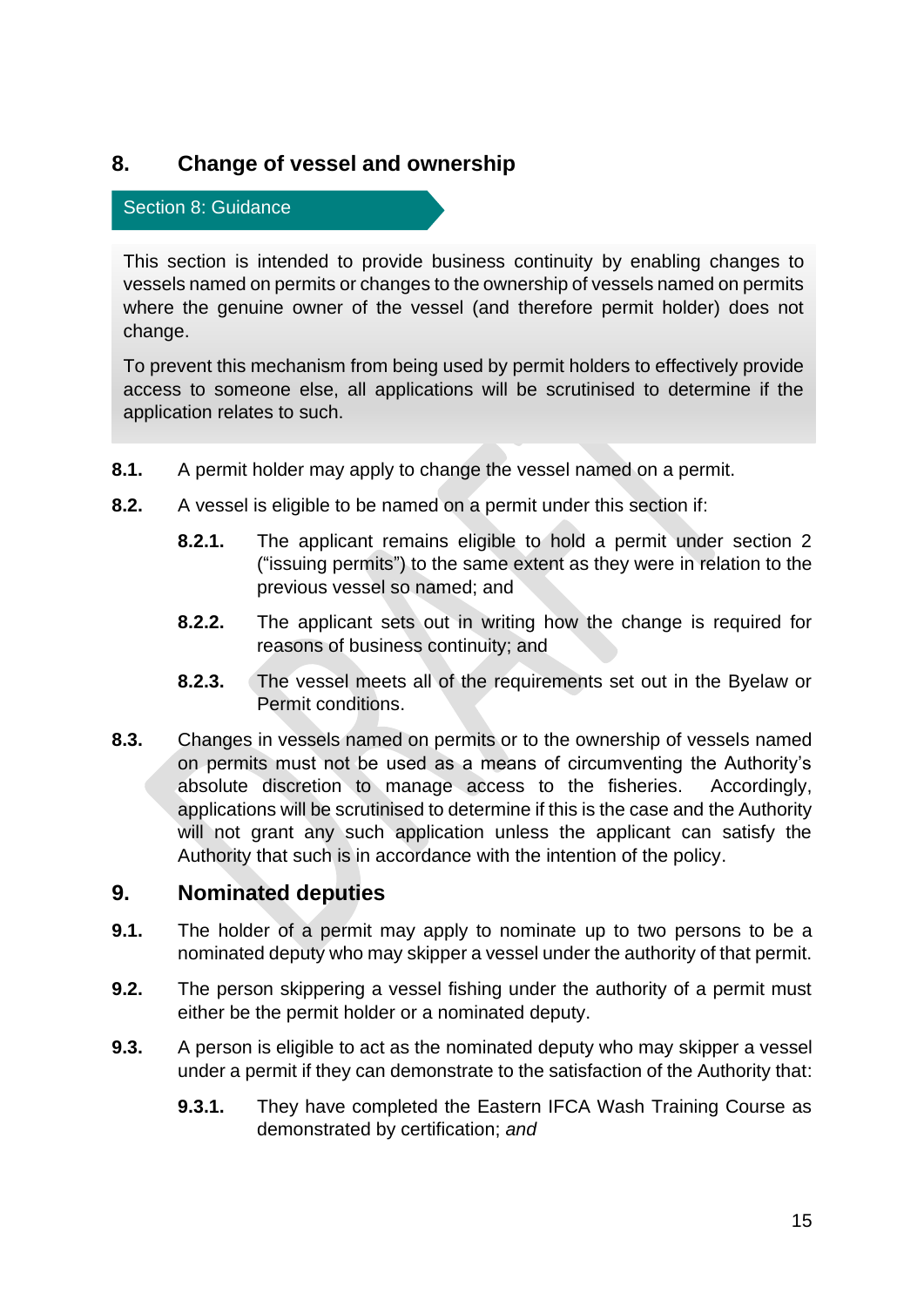## 8. Change of vessel and ownership

**Section 8: Guidance**

> This section is intended to provide business continuity by enabling changes to vessels named on permits or changes to the ownership of vessels named on permits where the genuine owner of the vessel (and therefore permit holder) does not change.
>
> To prevent this mechanism from being used by permit holders to effectively provide access to someone else, all applications will be scrutinised to determine if the application relates to such.

**8.1.** A permit holder may apply to change the vessel named on a permit.

**8.2.** A vessel is eligible to be named on a permit under this section if:

- **8.2.1.** The applicant remains eligible to hold a permit under section 2 ("issuing permits") to the same extent as they were in relation to the previous vessel so named; and
- **8.2.2.** The applicant sets out in writing how the change is required for reasons of business continuity; and
- **8.2.3.** The vessel meets all of the requirements set out in the Byelaw or Permit conditions.

**8.3.** Changes in vessels named on permits or to the ownership of vessels named on permits must not be used as a means of circumventing the Authority's absolute discretion to manage access to the fisheries. Accordingly, applications will be scrutinised to determine if this is the case and the Authority will not grant any such application unless the applicant can satisfy the Authority that such is in accordance with the intention of the policy.

## 9. Nominated deputies

**9.1.** The holder of a permit may apply to nominate up to two persons to be a nominated deputy who may skipper a vessel under the authority of that permit.

**9.2.** The person skippering a vessel fishing under the authority of a permit must either be the permit holder or a nominated deputy.

**9.3.** A person is eligible to act as the nominated deputy who may skipper a vessel under a permit if they can demonstrate to the satisfaction of the Authority that:

- **9.3.1.** They have completed the Eastern IFCA Wash Training Course as demonstrated by certification; *and*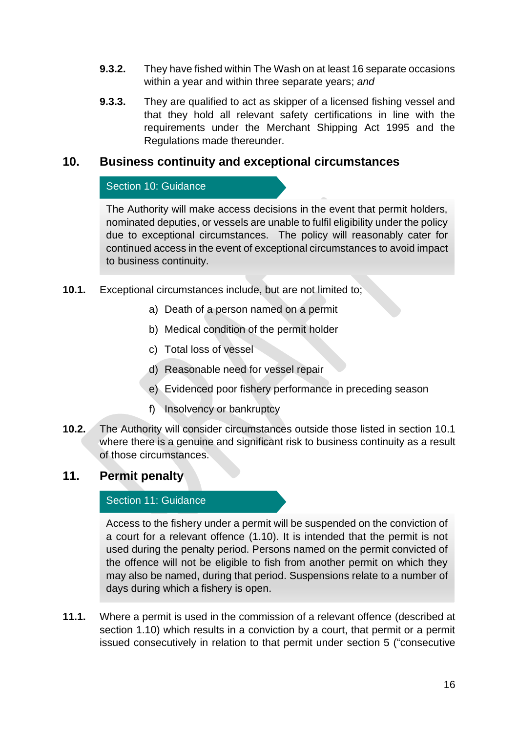**9.3.2.** They have fished within The Wash on at least 16 separate occasions within a year and within three separate years; *and*

**9.3.3.** They are qualified to act as skipper of a licensed fishing vessel and that they hold all relevant safety certifications in line with the requirements under the Merchant Shipping Act 1995 and the Regulations made thereunder.

## 10. Business continuity and exceptional circumstances

**Section 10: Guidance**

The Authority will make access decisions in the event that permit holders, nominated deputies, or vessels are unable to fulfil eligibility under the policy due to exceptional circumstances. The policy will reasonably cater for continued access in the event of exceptional circumstances to avoid impact to business continuity.

**10.1.** Exceptional circumstances include, but are not limited to;

a) Death of a person named on a permit

b) Medical condition of the permit holder

c) Total loss of vessel

d) Reasonable need for vessel repair

e) Evidenced poor fishery performance in preceding season

f) Insolvency or bankruptcy

**10.2.** The Authority will consider circumstances outside those listed in section 10.1 where there is a genuine and significant risk to business continuity as a result of those circumstances.

## 11. Permit penalty

**Section 11: Guidance**

Access to the fishery under a permit will be suspended on the conviction of a court for a relevant offence (1.10). It is intended that the permit is not used during the penalty period. Persons named on the permit convicted of the offence will not be eligible to fish from another permit on which they may also be named, during that period. Suspensions relate to a number of days during which a fishery is open.

**11.1.** Where a permit is used in the commission of a relevant offence (described at section 1.10) which results in a conviction by a court, that permit or a permit issued consecutively in relation to that permit under section 5 ("consecutive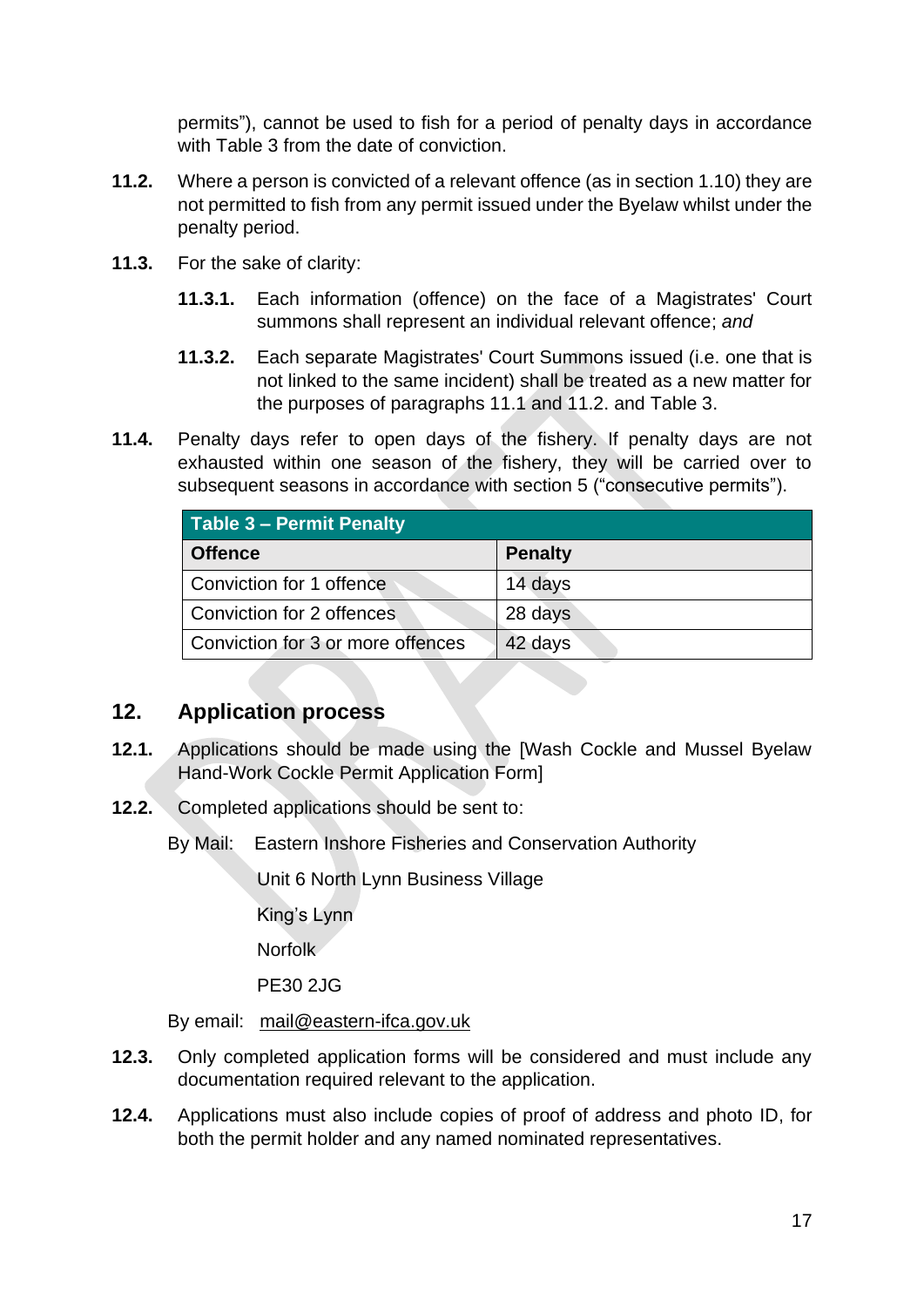permits"), cannot be used to fish for a period of penalty days in accordance with Table 3 from the date of conviction.

**11.2.** Where a person is convicted of a relevant offence (as in section 1.10) they are not permitted to fish from any permit issued under the Byelaw whilst under the penalty period.

**11.3.** For the sake of clarity:

**11.3.1.** Each information (offence) on the face of a Magistrates' Court summons shall represent an individual relevant offence; *and*

**11.3.2.** Each separate Magistrates' Court Summons issued (i.e. one that is not linked to the same incident) shall be treated as a new matter for the purposes of paragraphs 11.1 and 11.2. and Table 3.

**11.4.** Penalty days refer to open days of the fishery. If penalty days are not exhausted within one season of the fishery, they will be carried over to subsequent seasons in accordance with section 5 ("consecutive permits").

| Table 3 – Permit Penalty | |
|---|---|
| **Offence** | **Penalty** |
| Conviction for 1 offence | 14 days |
| Conviction for 2 offences | 28 days |
| Conviction for 3 or more offences | 42 days |

## 12. Application process

**12.1.** Applications should be made using the [Wash Cockle and Mussel Byelaw Hand-Work Cockle Permit Application Form]

**12.2.** Completed applications should be sent to:

By Mail: Eastern Inshore Fisheries and Conservation Authority

Unit 6 North Lynn Business Village

King's Lynn

Norfolk

PE30 2JG

By email: mail@eastern-ifca.gov.uk

**12.3.** Only completed application forms will be considered and must include any documentation required relevant to the application.

**12.4.** Applications must also include copies of proof of address and photo ID, for both the permit holder and any named nominated representatives.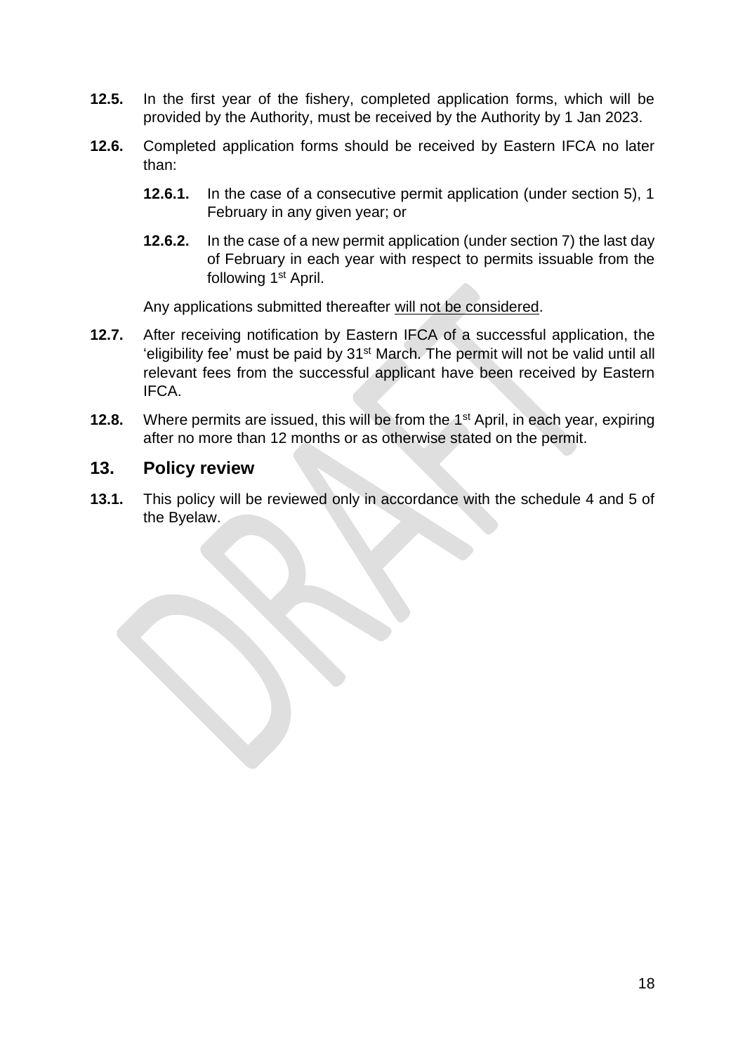**12.5.** In the first year of the fishery, completed application forms, which will be provided by the Authority, must be received by the Authority by 1 Jan 2023.

**12.6.** Completed application forms should be received by Eastern IFCA no later than:

- **12.6.1.** In the case of a consecutive permit application (under section 5), 1 February in any given year; or
- **12.6.2.** In the case of a new permit application (under section 7) the last day of February in each year with respect to permits issuable from the following 1st April.

Any applications submitted thereafter will not be considered.

**12.7.** After receiving notification by Eastern IFCA of a successful application, the 'eligibility fee' must be paid by 31st March. The permit will not be valid until all relevant fees from the successful applicant have been received by Eastern IFCA.

**12.8.** Where permits are issued, this will be from the 1st April, in each year, expiring after no more than 12 months or as otherwise stated on the permit.

## 13. Policy review

**13.1.** This policy will be reviewed only in accordance with the schedule 4 and 5 of the Byelaw.